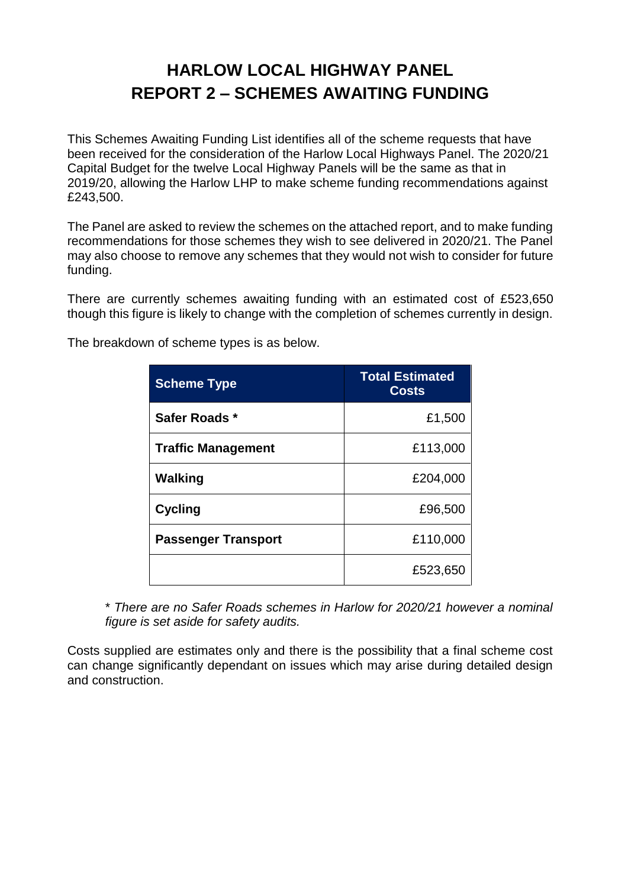# HARLOW LOCAL HIGHWAY PANEL
# REPORT 2 – SCHEMES AWAITING FUNDING

This Schemes Awaiting Funding List identifies all of the scheme requests that have been received for the consideration of the Harlow Local Highways Panel. The 2020/21 Capital Budget for the twelve Local Highway Panels will be the same as that in 2019/20, allowing the Harlow LHP to make scheme funding recommendations against £243,500.

The Panel are asked to review the schemes on the attached report, and to make funding recommendations for those schemes they wish to see delivered in 2020/21. The Panel may also choose to remove any schemes that they would not wish to consider for future funding.

There are currently schemes awaiting funding with an estimated cost of £523,650 though this figure is likely to change with the completion of schemes currently in design.

The breakdown of scheme types is as below.

| Scheme Type | Total Estimated Costs |
|---|---:|
| **Safer Roads *** | £1,500 |
| **Traffic Management** | £113,000 |
| **Walking** | £204,000 |
| **Cycling** | £96,500 |
| **Passenger Transport** | £110,000 |
| | £523,650 |

*\* There are no Safer Roads schemes in Harlow for 2020/21 however a nominal figure is set aside for safety audits.*

Costs supplied are estimates only and there is the possibility that a final scheme cost can change significantly dependant on issues which may arise during detailed design and construction.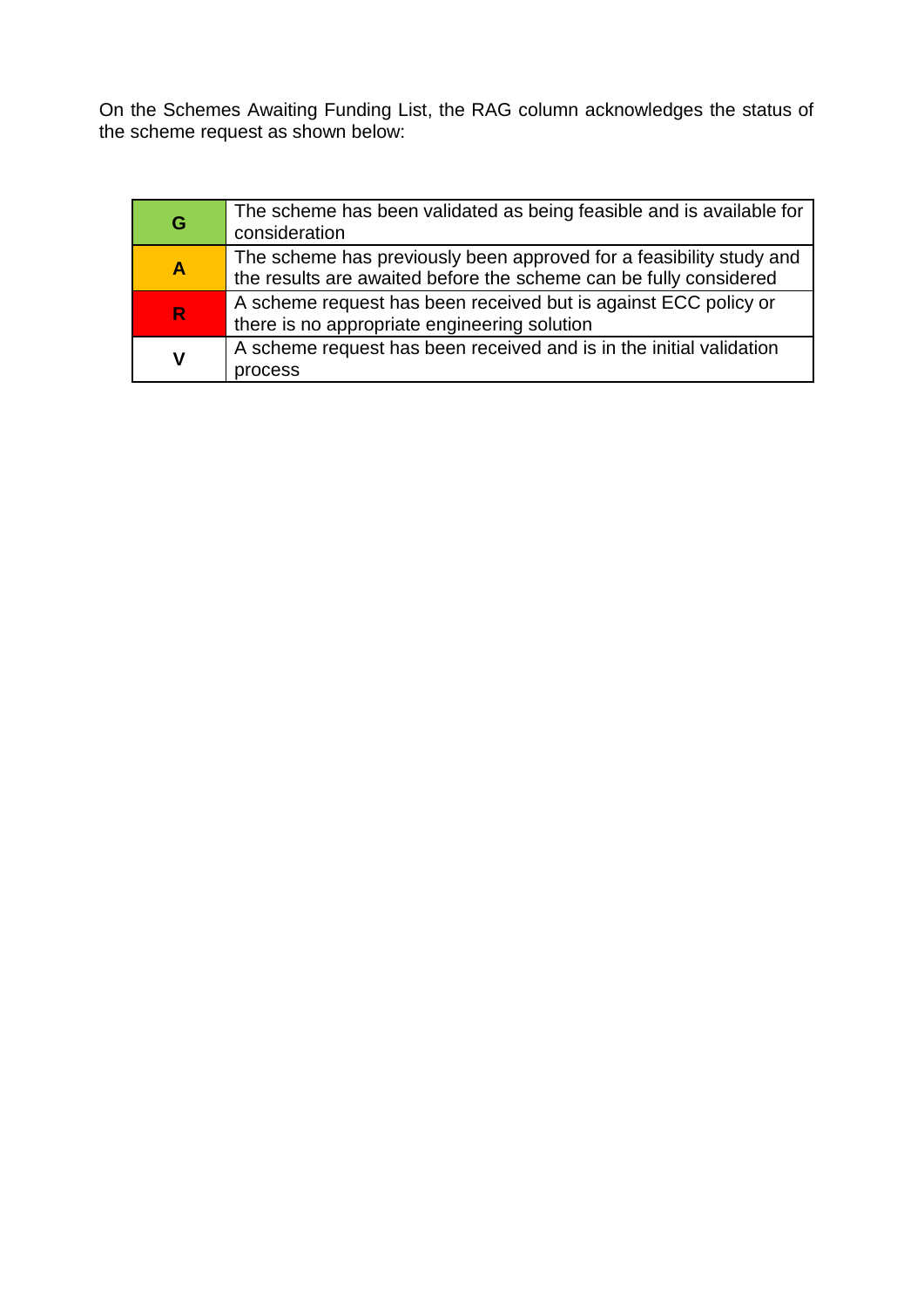On the Schemes Awaiting Funding List, the RAG column acknowledges the status of the scheme request as shown below:

| | |
|---|---|
| **G** | The scheme has been validated as being feasible and is available for consideration |
| **A** | The scheme has previously been approved for a feasibility study and the results are awaited before the scheme can be fully considered |
| **R** | A scheme request has been received but is against ECC policy or there is no appropriate engineering solution |
| **V** | A scheme request has been received and is in the initial validation process |